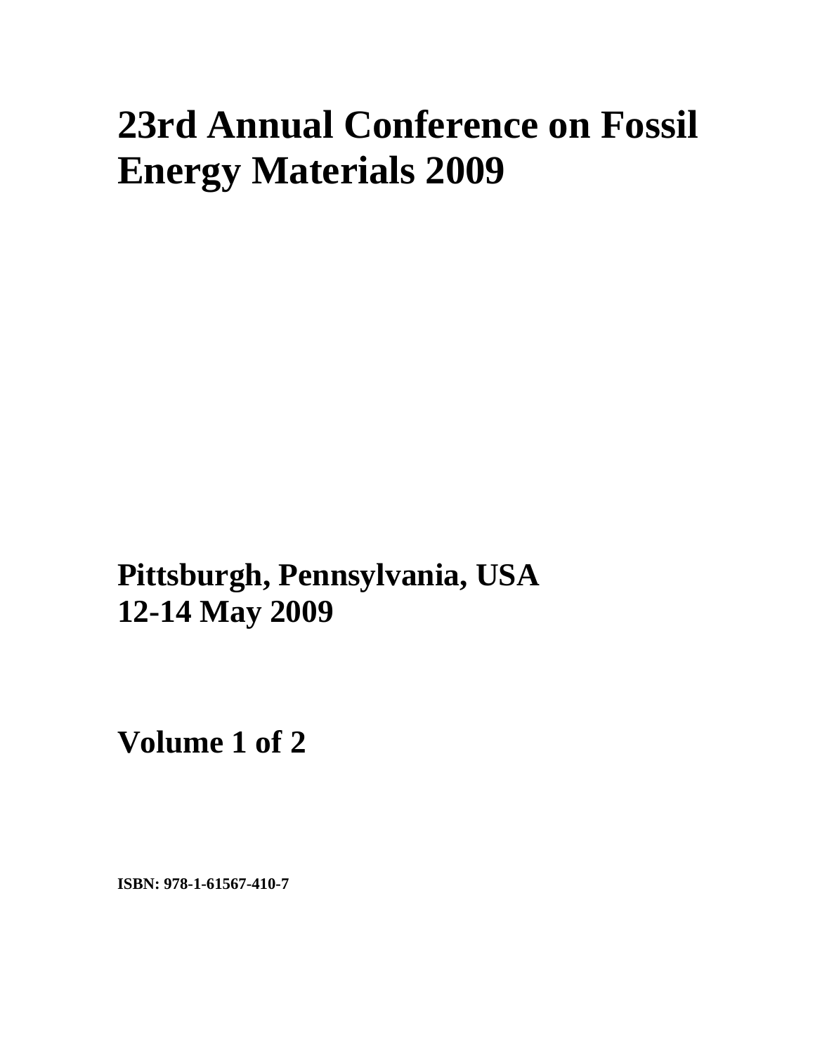# 23rd Annual Conference on Fossil Energy Materials 2009

**Pittsburgh, Pennsylvania, USA**
**12-14 May 2009**

**Volume 1 of 2**

**ISBN: 978-1-61567-410-7**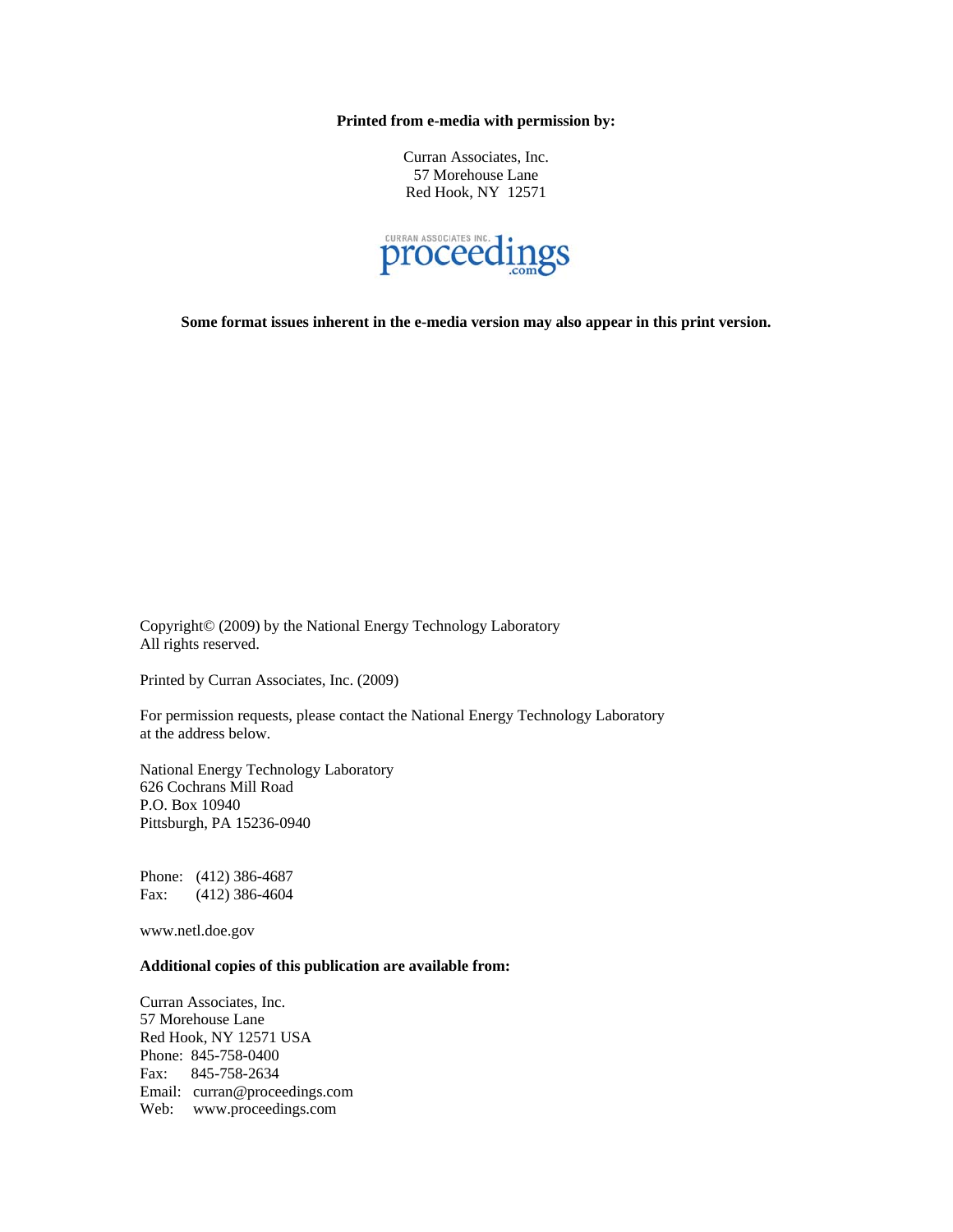**Printed from e-media with permission by:**

Curran Associates, Inc.
57 Morehouse Lane
Red Hook, NY 12571

CURRAN ASSOCIATES INC. proceedings.com

**Some format issues inherent in the e-media version may also appear in this print version.**

Copyright© (2009) by the National Energy Technology Laboratory
All rights reserved.

Printed by Curran Associates, Inc. (2009)

For permission requests, please contact the National Energy Technology Laboratory at the address below.

National Energy Technology Laboratory
626 Cochrans Mill Road
P.O. Box 10940
Pittsburgh, PA 15236-0940

Phone: (412) 386-4687
Fax: (412) 386-4604

www.netl.doe.gov

**Additional copies of this publication are available from:**

Curran Associates, Inc.
57 Morehouse Lane
Red Hook, NY 12571 USA
Phone: 845-758-0400
Fax: 845-758-2634
Email: curran@proceedings.com
Web: www.proceedings.com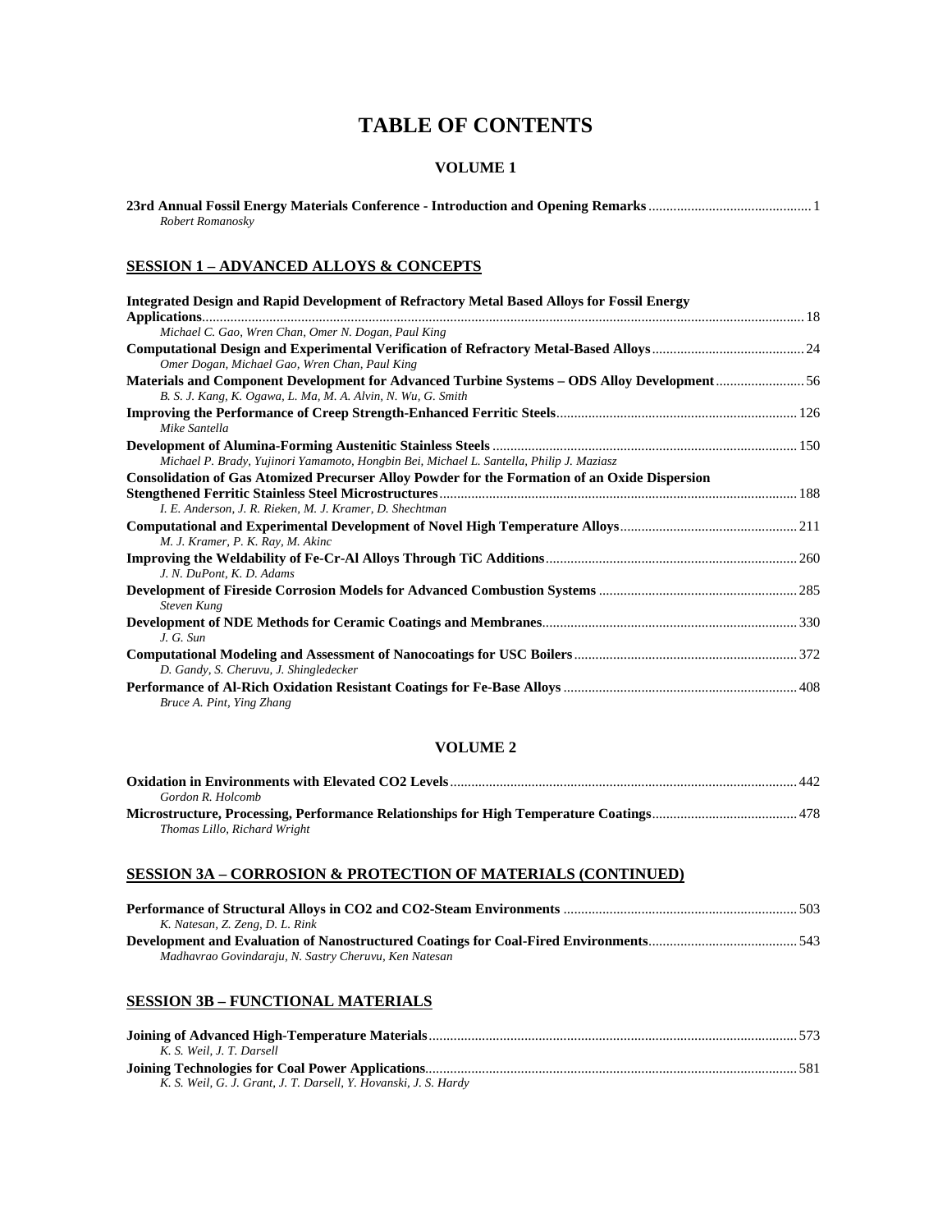# TABLE OF CONTENTS

## VOLUME 1

**23rd Annual Fossil Energy Materials Conference - Introduction and Opening Remarks** .............................................. 1
*Robert Romanosky*

### SESSION 1 – ADVANCED ALLOYS & CONCEPTS

**Integrated Design and Rapid Development of Refractory Metal Based Alloys for Fossil Energy Applications** .............................................. 18
*Michael C. Gao, Wren Chan, Omer N. Dogan, Paul King*

**Computational Design and Experimental Verification of Refractory Metal-Based Alloys** .............................................. 24
*Omer Dogan, Michael Gao, Wren Chan, Paul King*

**Materials and Component Development for Advanced Turbine Systems – ODS Alloy Development** .............................................. 56
*B. S. J. Kang, K. Ogawa, L. Ma, M. A. Alvin, N. Wu, G. Smith*

**Improving the Performance of Creep Strength-Enhanced Ferritic Steels** .............................................. 126
*Mike Santella*

**Development of Alumina-Forming Austenitic Stainless Steels** .............................................. 150
*Michael P. Brady, Yujinori Yamamoto, Hongbin Bei, Michael L. Santella, Philip J. Maziasz*

**Consolidation of Gas Atomized Precurser Alloy Powder for the Formation of an Oxide Dispersion Stengthened Ferritic Stainless Steel Microstructures** .............................................. 188
*I. E. Anderson, J. R. Rieken, M. J. Kramer, D. Shechtman*

**Computational and Experimental Development of Novel High Temperature Alloys** .............................................. 211
*M. J. Kramer, P. K. Ray, M. Akinc*

**Improving the Weldability of Fe-Cr-Al Alloys Through TiC Additions** .............................................. 260
*J. N. DuPont, K. D. Adams*

**Development of Fireside Corrosion Models for Advanced Combustion Systems** .............................................. 285
*Steven Kung*

**Development of NDE Methods for Ceramic Coatings and Membranes** .............................................. 330
*J. G. Sun*

**Computational Modeling and Assessment of Nanocoatings for USC Boilers** .............................................. 372
*D. Gandy, S. Cheruvu, J. Shingledecker*

**Performance of Al-Rich Oxidation Resistant Coatings for Fe-Base Alloys** .............................................. 408
*Bruce A. Pint, Ying Zhang*

## VOLUME 2

**Oxidation in Environments with Elevated CO2 Levels** .............................................. 442
*Gordon R. Holcomb*

**Microstructure, Processing, Performance Relationships for High Temperature Coatings** .............................................. 478
*Thomas Lillo, Richard Wright*

### SESSION 3A – CORROSION & PROTECTION OF MATERIALS (CONTINUED)

**Performance of Structural Alloys in CO2 and CO2-Steam Environments** .............................................. 503
*K. Natesan, Z. Zeng, D. L. Rink*

**Development and Evaluation of Nanostructured Coatings for Coal-Fired Environments** .............................................. 543
*Madhavrao Govindaraju, N. Sastry Cheruvu, Ken Natesan*

### SESSION 3B – FUNCTIONAL MATERIALS

**Joining of Advanced High-Temperature Materials** .............................................. 573
*K. S. Weil, J. T. Darsell*

**Joining Technologies for Coal Power Applications** .............................................. 581
*K. S. Weil, G. J. Grant, J. T. Darsell, Y. Hovanski, J. S. Hardy*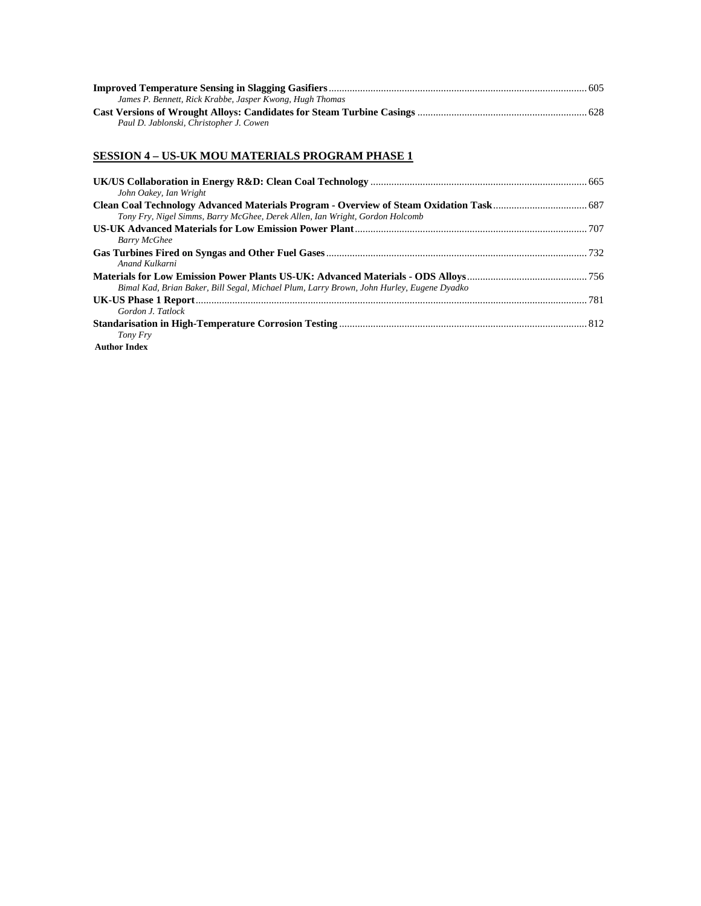**Improved Temperature Sensing in Slagging Gasifiers** .......... 605
*James P. Bennett, Rick Krabbe, Jasper Kwong, Hugh Thomas*

**Cast Versions of Wrought Alloys: Candidates for Steam Turbine Casings** .......... 628
*Paul D. Jablonski, Christopher J. Cowen*

## SESSION 4 – US-UK MOU MATERIALS PROGRAM PHASE 1

**UK/US Collaboration in Energy R&D: Clean Coal Technology** .......... 665
*John Oakey, Ian Wright*

**Clean Coal Technology Advanced Materials Program - Overview of Steam Oxidation Task** .......... 687
*Tony Fry, Nigel Simms, Barry McGhee, Derek Allen, Ian Wright, Gordon Holcomb*

**US-UK Advanced Materials for Low Emission Power Plant** .......... 707
*Barry McGhee*

**Gas Turbines Fired on Syngas and Other Fuel Gases** .......... 732
*Anand Kulkarni*

**Materials for Low Emission Power Plants US-UK: Advanced Materials - ODS Alloys** .......... 756
*Bimal Kad, Brian Baker, Bill Segal, Michael Plum, Larry Brown, John Hurley, Eugene Dyadko*

**UK-US Phase 1 Report** .......... 781
*Gordon J. Tatlock*

**Standarisation in High-Temperature Corrosion Testing** .......... 812
*Tony Fry*

**Author Index**